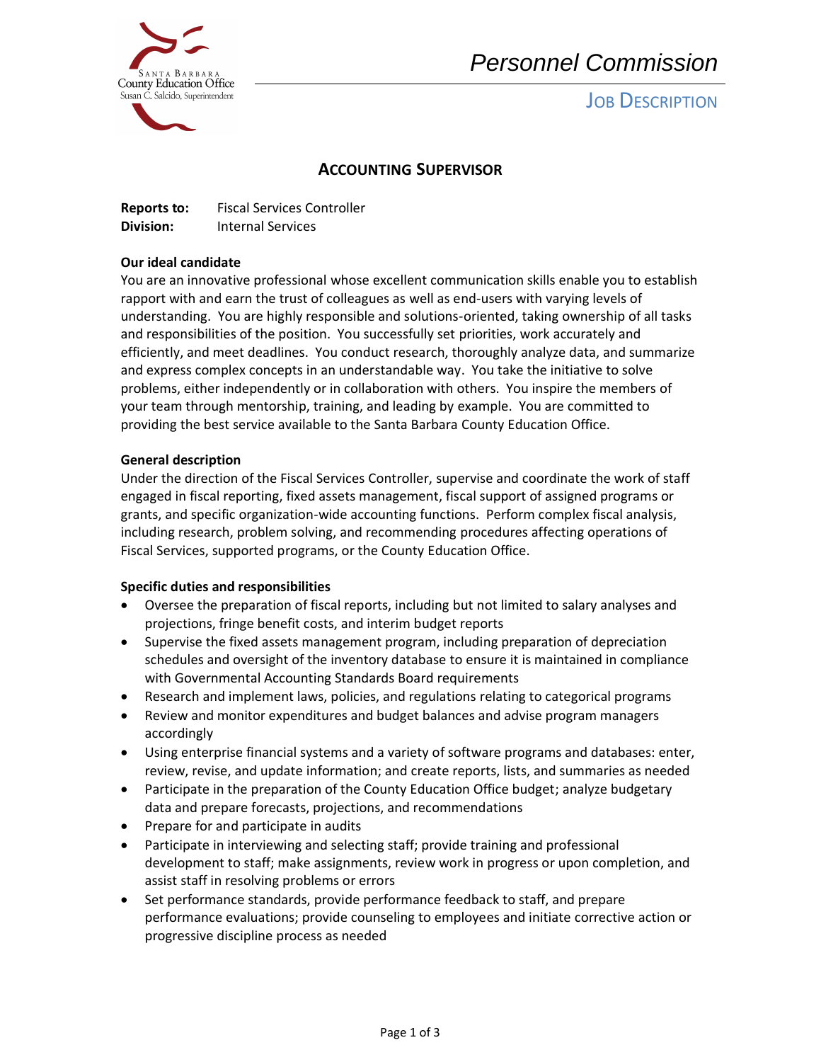# Personnel Commission

## Job Description

## ACCOUNTING SUPERVISOR

**Reports to:** Fiscal Services Controller
**Division:** Internal Services

**Our ideal candidate**

You are an innovative professional whose excellent communication skills enable you to establish rapport with and earn the trust of colleagues as well as end-users with varying levels of understanding. You are highly responsible and solutions-oriented, taking ownership of all tasks and responsibilities of the position. You successfully set priorities, work accurately and efficiently, and meet deadlines. You conduct research, thoroughly analyze data, and summarize and express complex concepts in an understandable way. You take the initiative to solve problems, either independently or in collaboration with others. You inspire the members of your team through mentorship, training, and leading by example. You are committed to providing the best service available to the Santa Barbara County Education Office.

**General description**

Under the direction of the Fiscal Services Controller, supervise and coordinate the work of staff engaged in fiscal reporting, fixed assets management, fiscal support of assigned programs or grants, and specific organization-wide accounting functions. Perform complex fiscal analysis, including research, problem solving, and recommending procedures affecting operations of Fiscal Services, supported programs, or the County Education Office.

**Specific duties and responsibilities**

- Oversee the preparation of fiscal reports, including but not limited to salary analyses and projections, fringe benefit costs, and interim budget reports
- Supervise the fixed assets management program, including preparation of depreciation schedules and oversight of the inventory database to ensure it is maintained in compliance with Governmental Accounting Standards Board requirements
- Research and implement laws, policies, and regulations relating to categorical programs
- Review and monitor expenditures and budget balances and advise program managers accordingly
- Using enterprise financial systems and a variety of software programs and databases: enter, review, revise, and update information; and create reports, lists, and summaries as needed
- Participate in the preparation of the County Education Office budget; analyze budgetary data and prepare forecasts, projections, and recommendations
- Prepare for and participate in audits
- Participate in interviewing and selecting staff; provide training and professional development to staff; make assignments, review work in progress or upon completion, and assist staff in resolving problems or errors
- Set performance standards, provide performance feedback to staff, and prepare performance evaluations; provide counseling to employees and initiate corrective action or progressive discipline process as needed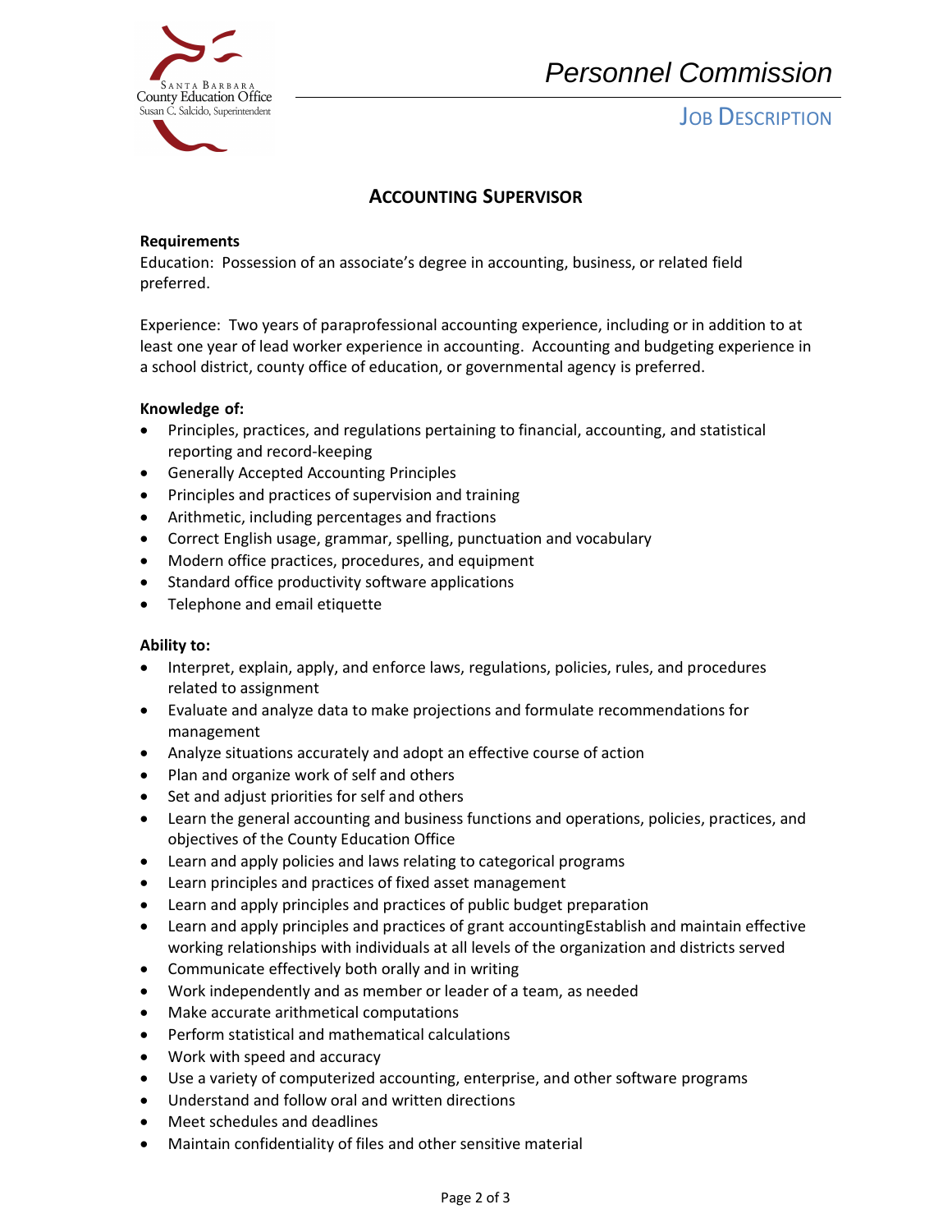# ACCOUNTING SUPERVISOR

**Requirements**

Education: Possession of an associate's degree in accounting, business, or related field preferred.

Experience: Two years of paraprofessional accounting experience, including or in addition to at least one year of lead worker experience in accounting. Accounting and budgeting experience in a school district, county office of education, or governmental agency is preferred.

**Knowledge of:**

- Principles, practices, and regulations pertaining to financial, accounting, and statistical reporting and record-keeping
- Generally Accepted Accounting Principles
- Principles and practices of supervision and training
- Arithmetic, including percentages and fractions
- Correct English usage, grammar, spelling, punctuation and vocabulary
- Modern office practices, procedures, and equipment
- Standard office productivity software applications
- Telephone and email etiquette

**Ability to:**

- Interpret, explain, apply, and enforce laws, regulations, policies, rules, and procedures related to assignment
- Evaluate and analyze data to make projections and formulate recommendations for management
- Analyze situations accurately and adopt an effective course of action
- Plan and organize work of self and others
- Set and adjust priorities for self and others
- Learn the general accounting and business functions and operations, policies, practices, and objectives of the County Education Office
- Learn and apply policies and laws relating to categorical programs
- Learn principles and practices of fixed asset management
- Learn and apply principles and practices of public budget preparation
- Learn and apply principles and practices of grant accountingEstablish and maintain effective working relationships with individuals at all levels of the organization and districts served
- Communicate effectively both orally and in writing
- Work independently and as member or leader of a team, as needed
- Make accurate arithmetical computations
- Perform statistical and mathematical calculations
- Work with speed and accuracy
- Use a variety of computerized accounting, enterprise, and other software programs
- Understand and follow oral and written directions
- Meet schedules and deadlines
- Maintain confidentiality of files and other sensitive material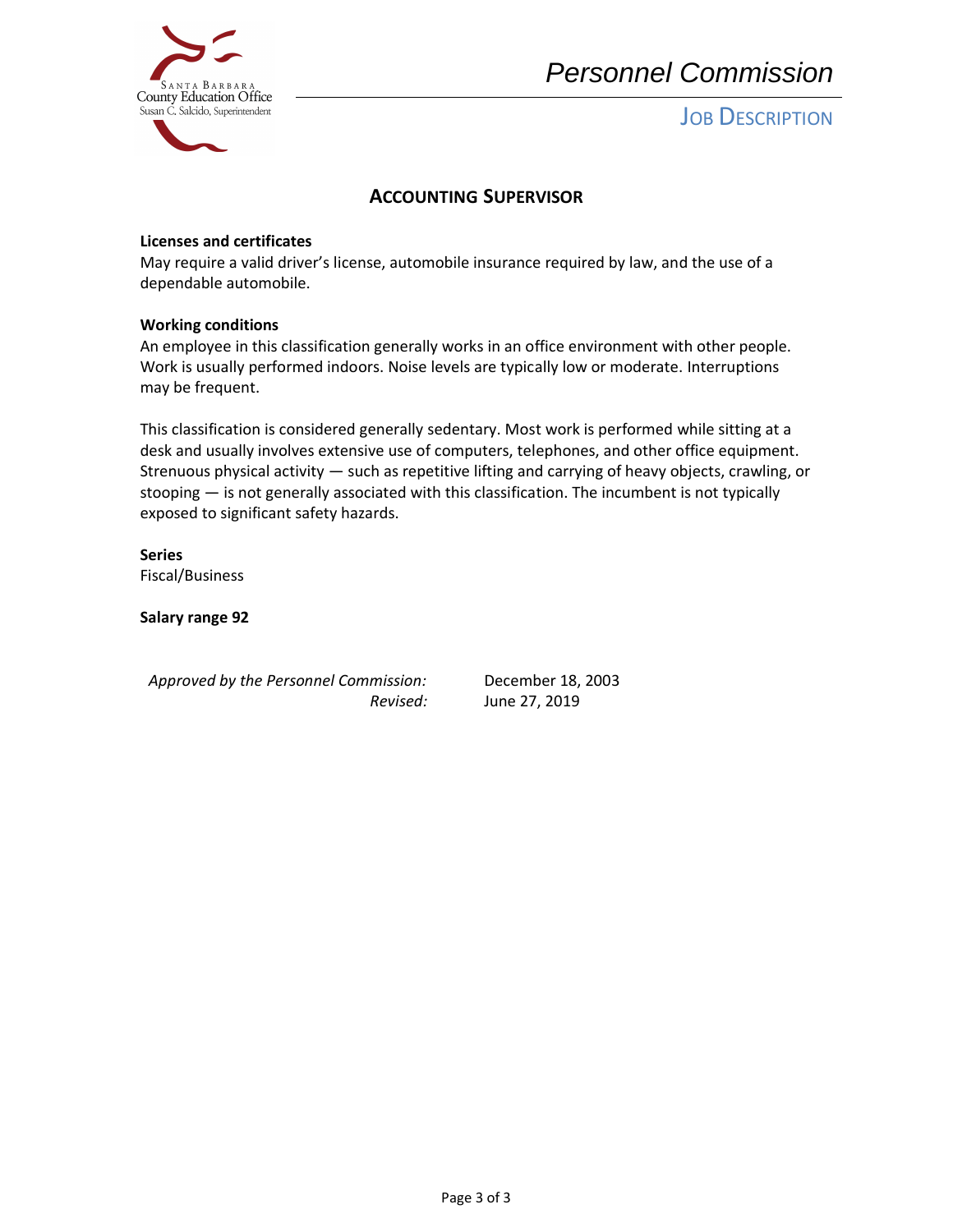# ACCOUNTING SUPERVISOR

**Licenses and certificates**
May require a valid driver's license, automobile insurance required by law, and the use of a dependable automobile.

**Working conditions**
An employee in this classification generally works in an office environment with other people. Work is usually performed indoors. Noise levels are typically low or moderate. Interruptions may be frequent.

This classification is considered generally sedentary. Most work is performed while sitting at a desk and usually involves extensive use of computers, telephones, and other office equipment. Strenuous physical activity — such as repetitive lifting and carrying of heavy objects, crawling, or stooping — is not generally associated with this classification. The incumbent is not typically exposed to significant safety hazards.

**Series**
Fiscal/Business

**Salary range 92**

| | |
|---|---|
| *Approved by the Personnel Commission:* | December 18, 2003 |
| *Revised:* | June 27, 2019 |